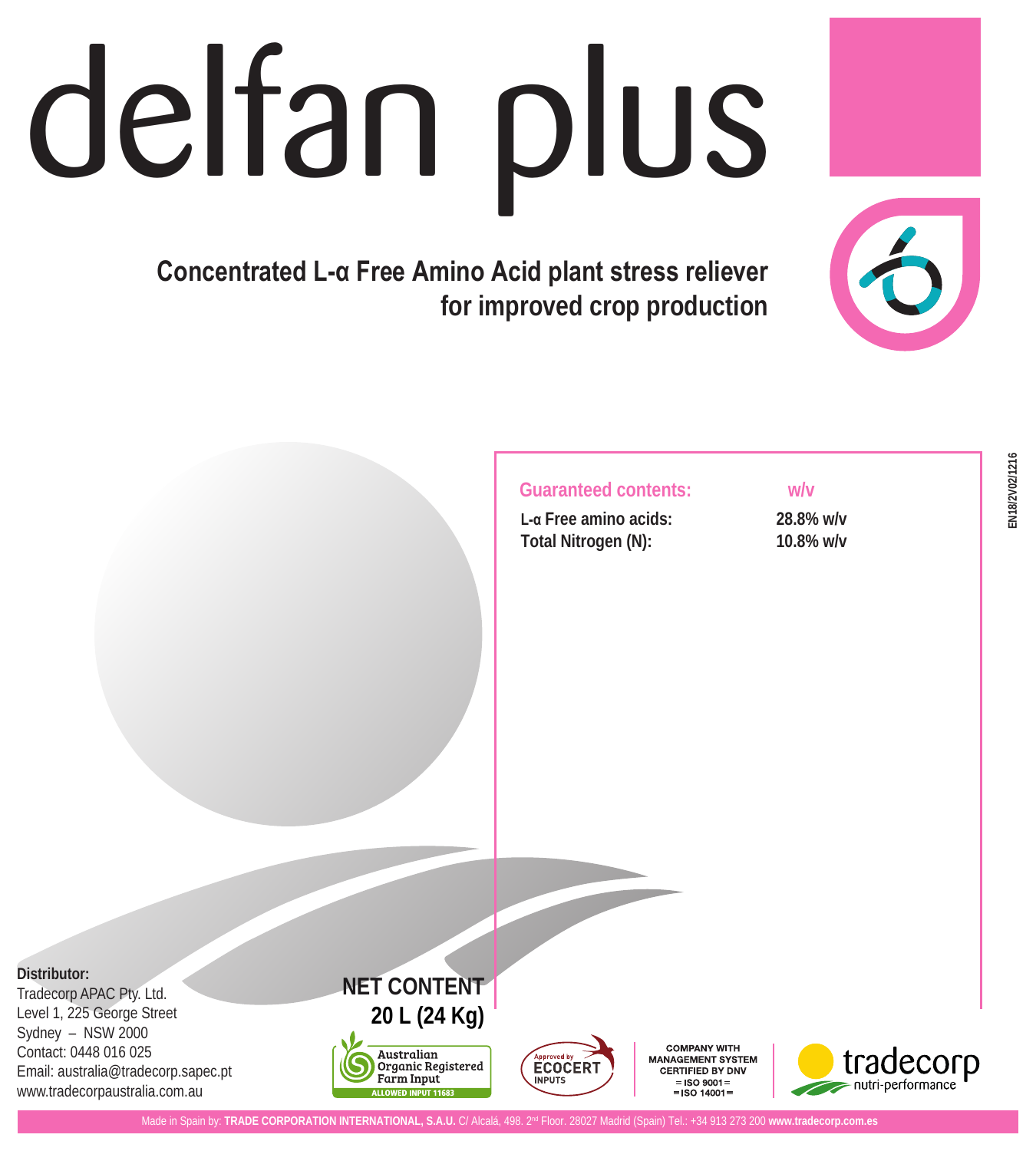# delfan plus

**Concentrated L-α Free Amino Acid plant stress reliever for improved crop production**

EN18/2V02/1216

| Guaranteed contents: | w/v |
|---|---|
| **L-α Free amino acids:** | **28.8% w/v** |
| **Total Nitrogen (N):** | **10.8% w/v** |

**Distributor:**
Tradecorp APAC Pty. Ltd.
Level 1, 225 George Street
Sydney – NSW 2000
Contact: 0448 016 025
Email: australia@tradecorp.sapec.pt
www.tradecorpaustralia.com.au

**NET CONTENT**
**20 L (24 Kg)**

Australian Organic Registered Farm Input
ALLOWED INPUT 11683

Approved by ECOCERT INPUTS

COMPANY WITH MANAGEMENT SYSTEM CERTIFIED BY DNV
= ISO 9001 =
= ISO 14001 =

tradecorp nutri-performance

Made in Spain by: **TRADE CORPORATION INTERNATIONAL, S.A.U.** C/ Alcalá, 498. 2nd Floor. 28027 Madrid (Spain) Tel.: +34 913 273 200 **www.tradecorp.com.es**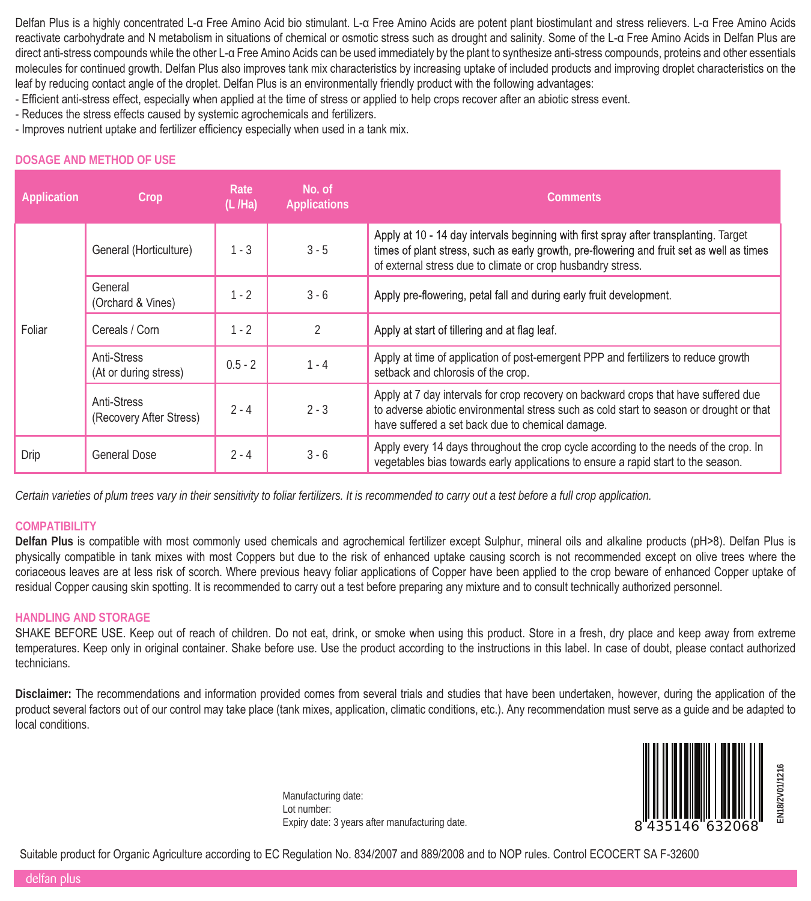Delfan Plus is a highly concentrated L-α Free Amino Acid bio stimulant. L-α Free Amino Acids are potent plant biostimulant and stress relievers. L-α Free Amino Acids reactivate carbohydrate and N metabolism in situations of chemical or osmotic stress such as drought and salinity. Some of the L-α Free Amino Acids in Delfan Plus are direct anti-stress compounds while the other L-α Free Amino Acids can be used immediately by the plant to synthesize anti-stress compounds, proteins and other essentials molecules for continued growth. Delfan Plus also improves tank mix characteristics by increasing uptake of included products and improving droplet characteristics on the leaf by reducing contact angle of the droplet. Delfan Plus is an environmentally friendly product with the following advantages:

- Efficient anti-stress effect, especially when applied at the time of stress or applied to help crops recover after an abiotic stress event.
- Reduces the stress effects caused by systemic agrochemicals and fertilizers.
- Improves nutrient uptake and fertilizer efficiency especially when used in a tank mix.

## DOSAGE AND METHOD OF USE

| Application | Crop | Rate (L /Ha) | No. of Applications | Comments |
|---|---|---|---|---|
| Foliar | General (Horticulture) | 1 - 3 | 3 - 5 | Apply at 10 - 14 day intervals beginning with first spray after transplanting. Target times of plant stress, such as early growth, pre-flowering and fruit set as well as times of external stress due to climate or crop husbandry stress. |
| | General (Orchard & Vines) | 1 - 2 | 3 - 6 | Apply pre-flowering, petal fall and during early fruit development. |
| | Cereals / Corn | 1 - 2 | 2 | Apply at start of tillering and at flag leaf. |
| | Anti-Stress (At or during stress) | 0.5 - 2 | 1 - 4 | Apply at time of application of post-emergent PPP and fertilizers to reduce growth setback and chlorosis of the crop. |
| | Anti-Stress (Recovery After Stress) | 2 - 4 | 2 - 3 | Apply at 7 day intervals for crop recovery on backward crops that have suffered due to adverse abiotic environmental stress such as cold start to season or drought or that have suffered a set back due to chemical damage. |
| Drip | General Dose | 2 - 4 | 3 - 6 | Apply every 14 days throughout the crop cycle according to the needs of the crop. In vegetables bias towards early applications to ensure a rapid start to the season. |

*Certain varieties of plum trees vary in their sensitivity to foliar fertilizers. It is recommended to carry out a test before a full crop application.*

## COMPATIBILITY

**Delfan Plus** is compatible with most commonly used chemicals and agrochemical fertilizer except Sulphur, mineral oils and alkaline products (pH>8). Delfan Plus is physically compatible in tank mixes with most Coppers but due to the risk of enhanced uptake causing scorch is not recommended except on olive trees where the coriaceous leaves are at less risk of scorch. Where previous heavy foliar applications of Copper have been applied to the crop beware of enhanced Copper uptake of residual Copper causing skin spotting. It is recommended to carry out a test before preparing any mixture and to consult technically authorized personnel.

## HANDLING AND STORAGE

SHAKE BEFORE USE. Keep out of reach of children. Do not eat, drink, or smoke when using this product. Store in a fresh, dry place and keep away from extreme temperatures. Keep only in original container. Shake before use. Use the product according to the instructions in this label. In case of doubt, please contact authorized technicians.

**Disclaimer:** The recommendations and information provided comes from several trials and studies that have been undertaken, however, during the application of the product several factors out of our control may take place (tank mixes, application, climatic conditions, etc.). Any recommendation must serve as a guide and be adapted to local conditions.

Manufacturing date:
Lot number:
Expiry date: 3 years after manufacturing date.

8 435146 632068

EN18/2V01/1216

Suitable product for Organic Agriculture according to EC Regulation No. 834/2007 and 889/2008 and to NOP rules. Control ECOCERT SA F-32600